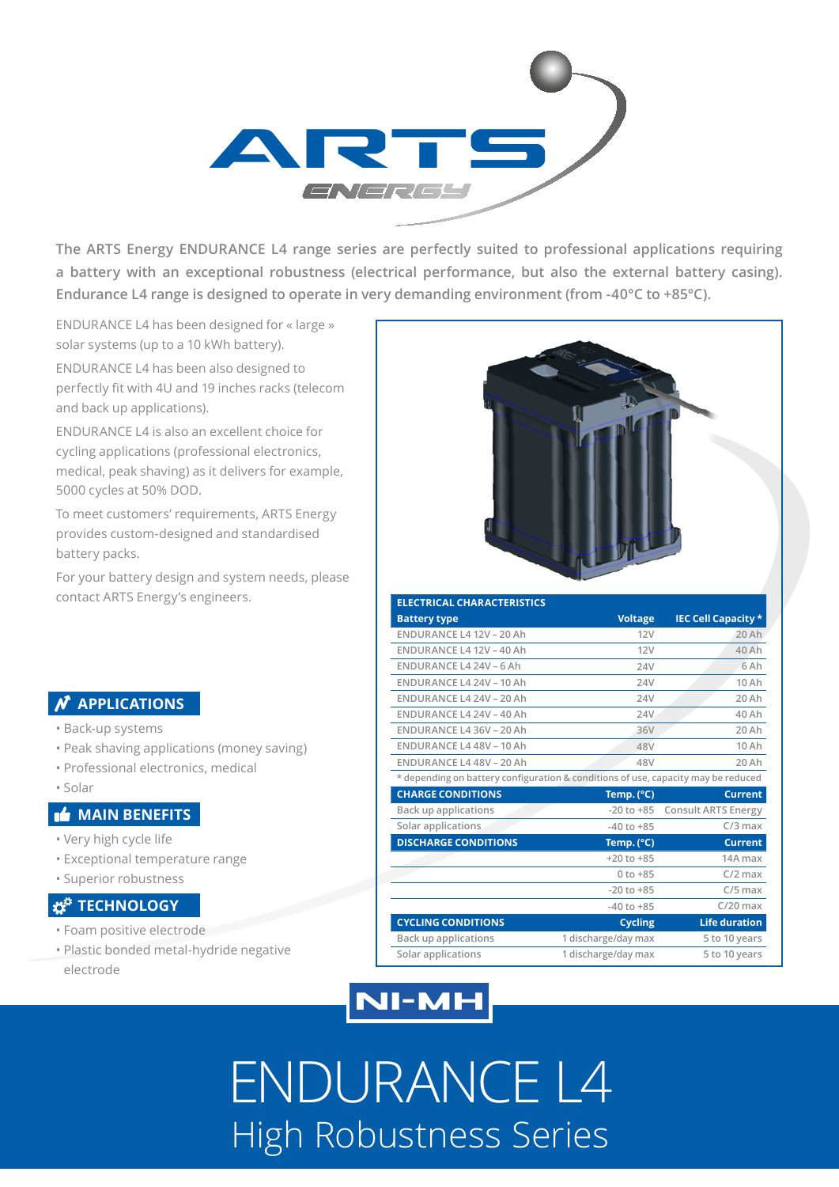# ARTS ENERGY

**The ARTS Energy ENDURANCE L4 range series are perfectly suited to professional applications requiring a battery with an exceptional robustness (electrical performance, but also the external battery casing). Endurance L4 range is designed to operate in very demanding environment (from -40°C to +85°C).**

ENDURANCE L4 has been designed for « large » solar systems (up to a 10 kWh battery).

ENDURANCE L4 has been also designed to perfectly fit with 4U and 19 inches racks (telecom and back up applications).

ENDURANCE L4 is also an excellent choice for cycling applications (professional electronics, medical, peak shaving) as it delivers for example, 5000 cycles at 50% DOD.

To meet customers' requirements, ARTS Energy provides custom-designed and standardised battery packs.

For your battery design and system needs, please contact ARTS Energy's engineers.

## APPLICATIONS

- Back-up systems
- Peak shaving applications (money saving)
- Professional electronics, medical
- Solar

## MAIN BENEFITS

- Very high cycle life
- Exceptional temperature range
- Superior robustness

## TECHNOLOGY

- Foam positive electrode
- Plastic bonded metal-hydride negative electrode

| ELECTRICAL CHARACTERISTICS | | |
|---|---|---|
| **Battery type** | **Voltage** | **IEC Cell Capacity \*** |
| ENDURANCE L4 12V – 20 Ah | 12V | 20 Ah |
| ENDURANCE L4 12V – 40 Ah | 12V | 40 Ah |
| ENDURANCE L4 24V – 6 Ah | 24V | 6 Ah |
| ENDURANCE L4 24V – 10 Ah | 24V | 10 Ah |
| ENDURANCE L4 24V – 20 Ah | 24V | 20 Ah |
| ENDURANCE L4 24V – 40 Ah | 24V | 40 Ah |
| ENDURANCE L4 36V – 20 Ah | 36V | 20 Ah |
| ENDURANCE L4 48V – 10 Ah | 48V | 10 Ah |
| ENDURANCE L4 48V – 20 Ah | 48V | 20 Ah |

\* depending on battery configuration & conditions of use, capacity may be reduced

| CHARGE CONDITIONS | Temp. (°C) | Current |
|---|---|---|
| Back up applications | -20 to +85 | Consult ARTS Energy |
| Solar applications | -40 to +85 | C/3 max |

| DISCHARGE CONDITIONS | Temp. (°C) | Current |
|---|---|---|
| | +20 to +85 | 14A max |
| | 0 to +85 | C/2 max |
| | -20 to +85 | C/5 max |
| | -40 to +85 | C/20 max |

| CYCLING CONDITIONS | Cycling | Life duration |
|---|---|---|
| Back up applications | 1 discharge/day max | 5 to 10 years |
| Solar applications | 1 discharge/day max | 5 to 10 years |

NI-MH

# ENDURANCE L4

## High Robustness Series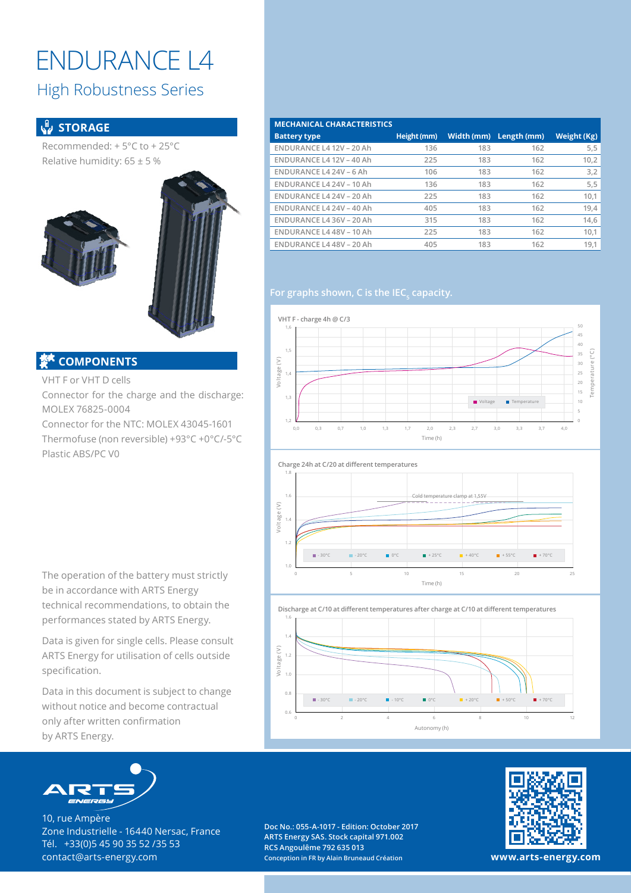# ENDURANCE L4

## High Robustness Series

### STORAGE

Recommended: + 5°C to + 25°C
Relative humidity: 65 ± 5 %

### COMPONENTS

VHT F or VHT D cells
Connector for the charge and the discharge: MOLEX 76825-0004
Connector for the NTC: MOLEX 43045-1601
Thermofuse (non reversible) +93°C +0°C/-5°C
Plastic ABS/PC V0

The operation of the battery must strictly be in accordance with ARTS Energy technical recommendations, to obtain the performances stated by ARTS Energy.

Data is given for single cells. Please consult ARTS Energy for utilisation of cells outside specification.

Data in this document is subject to change without notice and become contractual only after written confirmation by ARTS Energy.

| MECHANICAL CHARACTERISTICS | | | | |
|---|---|---|---|---|
| **Battery type** | **Height (mm)** | **Width (mm)** | **Length (mm)** | **Weight (Kg)** |
| ENDURANCE L4 12V – 20 Ah | 136 | 183 | 162 | 5,5 |
| ENDURANCE L4 12V – 40 Ah | 225 | 183 | 162 | 10,2 |
| ENDURANCE L4 24V – 6 Ah | 106 | 183 | 162 | 3,2 |
| ENDURANCE L4 24V – 10 Ah | 136 | 183 | 162 | 5,5 |
| ENDURANCE L4 24V – 20 Ah | 225 | 183 | 162 | 10,1 |
| ENDURANCE L4 24V – 40 Ah | 405 | 183 | 162 | 19,4 |
| ENDURANCE L4 36V – 20 Ah | 315 | 183 | 162 | 14,6 |
| ENDURANCE L4 48V – 10 Ah | 225 | 183 | 162 | 10,1 |
| ENDURANCE L4 48V – 20 Ah | 405 | 183 | 162 | 19,1 |

For graphs shown, C is the IEC$_5$ capacity.

VHT F - charge 4h @ C/3

Voltage (V)
1,6
1,5
1,4
1,3
1,2
0,0 0,3 0,7 1,0 1,3 1,7 2,0 2,3 2,7 3,0 3,3 3,7 4,0
Time (h)
Temperature (°C)
50 45 40 35 30 25 20 15 10 5 0
Voltage
Temperature

Charge 24h at C/20 at different temperatures

Voltage (V)
1.8
1.6
1.4
1.2
1.0
0 5 10 15 20 25
Time (h)
Cold temperature clamp at 1,55V
- 30°C
- 20°C
0°C
+ 25°C
+ 40°C
+ 55°C
+ 70°C

Discharge at C/10 at different temperatures after charge at C/10 at different temperatures

Voltage (V)
1.6
1.4
1.2
1.0
0.8
0.6
0 2 4 6 8 10 12
Autonomy (h)
- 30°C
- 20°C
- 10°C
0°C
+ 20°C
+ 50°C
+ 70°C

ARTS ENERGY

10, rue Ampère
Zone Industrielle - 16440 Nersac, France
Tél. +33(0)5 45 90 35 52 /35 53
contact@arts-energy.com

**Doc No.: 055-A-1017 - Edition: October 2017**
**ARTS Energy SAS. Stock capital 971.002**
**RCS Angoulême 792 635 013**
**Conception in FR by Alain Bruneaud Création**

**www.arts-energy.com**